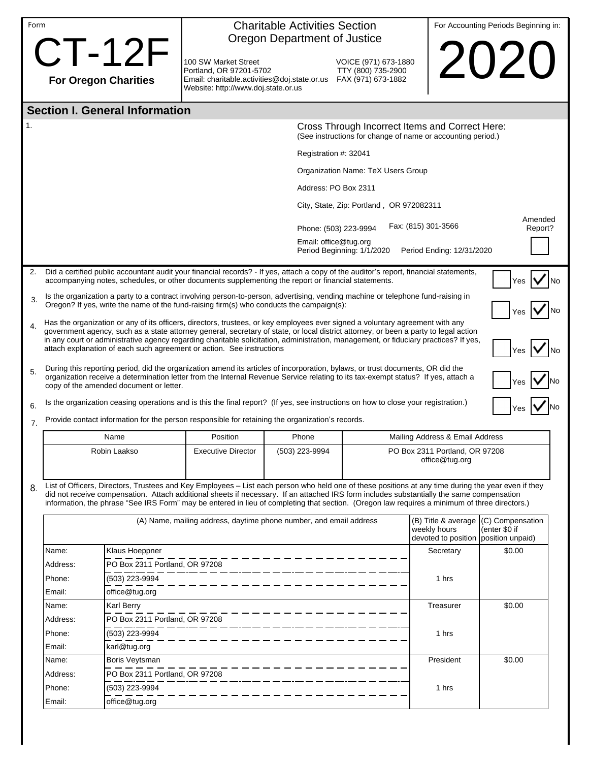Form

# CT-12F

**For Oregon Charities**

Charitable Activities Section
Oregon Department of Justice

100 SW Market Street
Portland, OR 97201-5702
Email: charitable.activities@doj.state.or.us
Website: http://www.doj.state.or.us

VOICE (971) 673-1880
TTY (800) 735-2900
FAX (971) 673-1882

For Accounting Periods Beginning in:

# 2020

## Section I. General Information

1\.

Cross Through Incorrect Items and Correct Here:
(See instructions for change of name or accounting period.)

Registration #: 32041

Organization Name: TeX Users Group

Address: PO Box 2311

City, State, Zip: Portland , OR 972082311

Phone: (503) 223-9994 Fax: (815) 301-3566

Email: office@tug.org

Period Beginning: 1/1/2020 Period Ending: 12/31/2020

Amended Report? ☐

2\. Did a certified public accountant audit your financial records? - If yes, attach a copy of the auditor's report, financial statements, accompanying notes, schedules, or other documents supplementing the report or financial statements. ☐ Yes ☑ No

3\. Is the organization a party to a contract involving person-to-person, advertising, vending machine or telephone fund-raising in Oregon? If yes, write the name of the fund-raising firm(s) who conducts the campaign(s): ☐ Yes ☑ No

4\. Has the organization or any of its officers, directors, trustees, or key employees ever signed a voluntary agreement with any government agency, such as a state attorney general, secretary of state, or local district attorney, or been a party to legal action in any court or administrative agency regarding charitable solicitation, administration, management, or fiduciary practices? If yes, attach explanation of each such agreement or action. See instructions ☐ Yes ☑ No

5\. During this reporting period, did the organization amend its articles of incorporation, bylaws, or trust documents, OR did the organization receive a determination letter from the Internal Revenue Service relating to its tax-exempt status? If yes, attach a copy of the amended document or letter. ☐ Yes ☑ No

6\. Is the organization ceasing operations and is this the final report? (If yes, see instructions on how to close your registration.) ☐ Yes ☑ No

7\. Provide contact information for the person responsible for retaining the organization's records.

| Name | Position | Phone | Mailing Address & Email Address |
|---|---|---|---|
| Robin Laakso | Executive Director | (503) 223-9994 | PO Box 2311 Portland, OR 97208<br>office@tug.org |

8\. List of Officers, Directors, Trustees and Key Employees – List each person who held one of these positions at any time during the year even if they did not receive compensation. Attach additional sheets if necessary. If an attached IRS form includes substantially the same compensation information, the phrase "See IRS Form" may be entered in lieu of completing that section. (Oregon law requires a minimum of three directors.)

| (A) Name, mailing address, daytime phone number, and email address | | (B) Title & average weekly hours devoted to position | (C) Compensation (enter $0 if position unpaid) |
|---|---|---|---|
| Name: | Klaus Hoeppner | Secretary | $0.00 |
| Address: | PO Box 2311 Portland, OR 97208 | | |
| Phone: | (503) 223-9994 | 1 hrs | |
| Email: | office@tug.org | | |
| Name: | Karl Berry | Treasurer | $0.00 |
| Address: | PO Box 2311 Portland, OR 97208 | | |
| Phone: | (503) 223-9994 | 1 hrs | |
| Email: | karl@tug.org | | |
| Name: | Boris Veytsman | President | $0.00 |
| Address: | PO Box 2311 Portland, OR 97208 | | |
| Phone: | (503) 223-9994 | 1 hrs | |
| Email: | office@tug.org | | |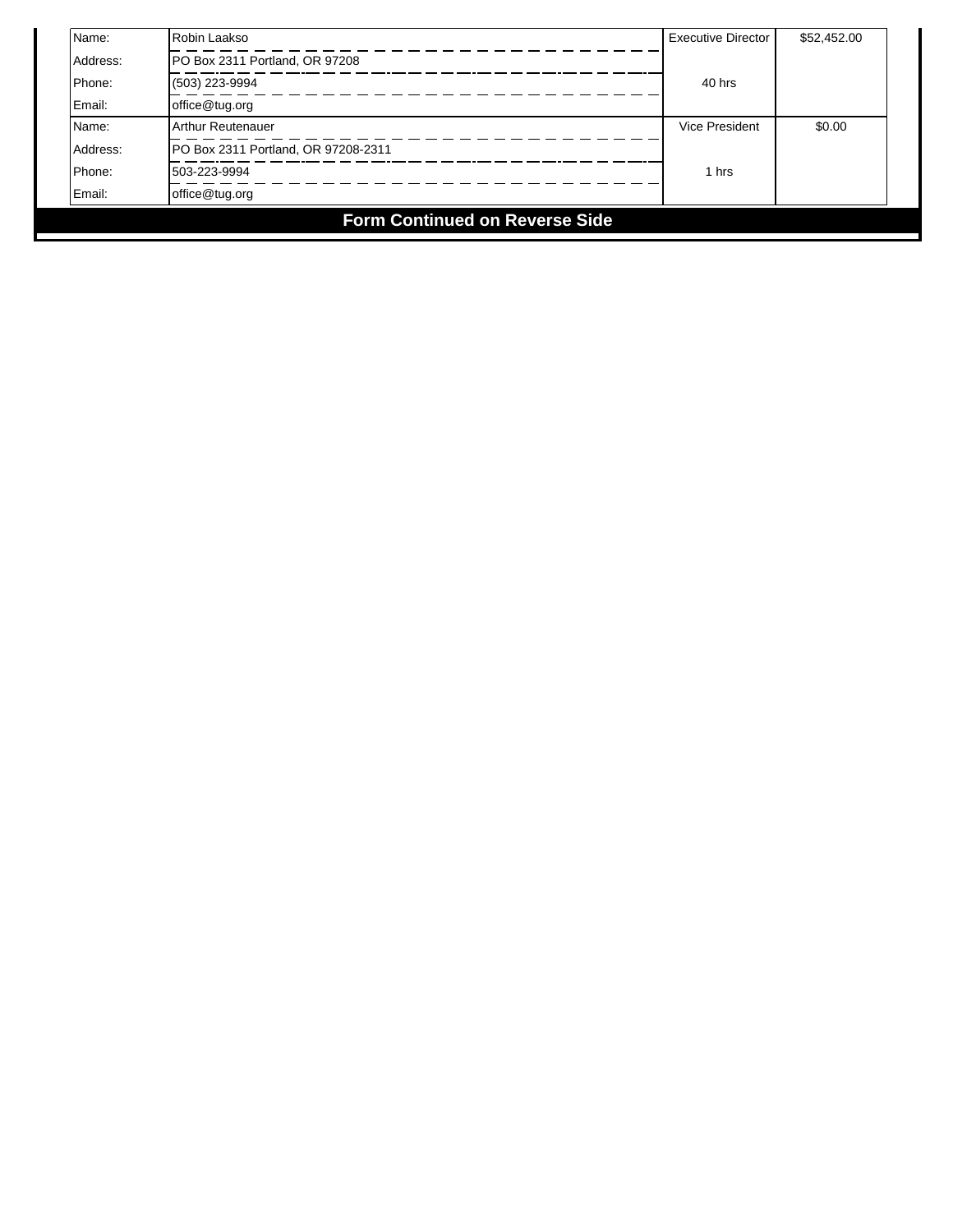| | | | |
|---|---|---|---|
| Name: | Robin Laakso | Executive Director | $52,452.00 |
| Address: | PO Box 2311 Portland, OR 97208 | | |
| Phone: | (503) 223-9994 | 40 hrs | |
| Email: | office@tug.org | | |
| Name: | Arthur Reutenauer | Vice President | $0.00 |
| Address: | PO Box 2311 Portland, OR 97208-2311 | | |
| Phone: | 503-223-9994 | 1 hrs | |
| Email: | office@tug.org | | |

**Form Continued on Reverse Side**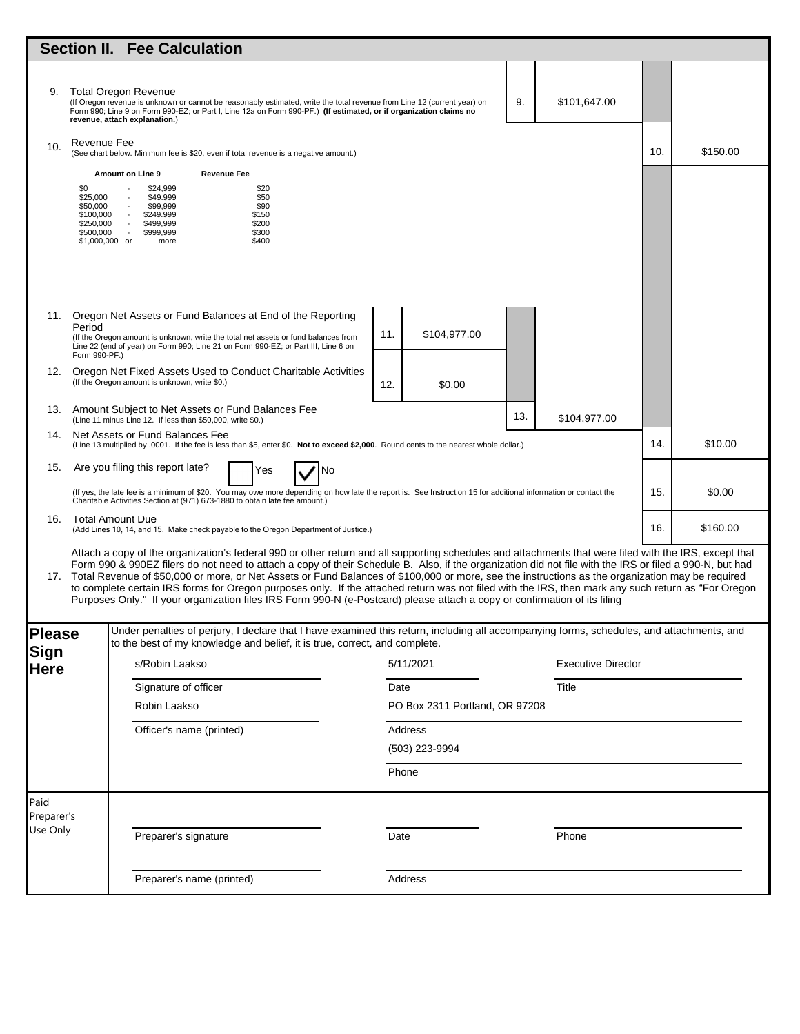## Section II. Fee Calculation

9. Total Oregon Revenue
(If Oregon revenue is unknown or cannot be reasonably estimated, write the total revenue from Line 12 (current year) on Form 990; Line 9 on Form 990-EZ; or Part I, Line 12a on Form 990-PF.) **(If estimated, or if organization claims no revenue, attach explanation.)**

9. $101,647.00

10. Revenue Fee
(See chart below. Minimum fee is $20, even if total revenue is a negative amount.)

10. $150.00

| Amount on Line 9 | Revenue Fee |
|---|---|
| $0 - $24,999 | $20 |
| $25,000 - $49.999 | $50 |
| $50,000 - $99,999 | $90 |
| $100,000 - $249.999 | $150 |
| $250,000 - $499,999 | $200 |
| $500,000 - $999,999 | $300 |
| $1,000,000 or more | $400 |

11. Oregon Net Assets or Fund Balances at End of the Reporting Period
(If the Oregon amount is unknown, write the total net assets or fund balances from Line 22 (end of year) on Form 990; Line 21 on Form 990-EZ; or Part III, Line 6 on Form 990-PF.)

11. $104,977.00

12. Oregon Net Fixed Assets Used to Conduct Charitable Activities
(If the Oregon amount is unknown, write $0.)

12. $0.00

13. Amount Subject to Net Assets or Fund Balances Fee
(Line 11 minus Line 12. If less than $50,000, write $0.)

13. $104,977.00

14. Net Assets or Fund Balances Fee
(Line 13 multiplied by .0001. If the fee is less than $5, enter $0. **Not to exceed $2,000**. Round cents to the nearest whole dollar.)

14. $10.00

15. Are you filing this report late? ☐ Yes ☑ No

(If yes, the late fee is a minimum of $20. You may owe more depending on how late the report is. See Instruction 15 for additional information or contact the Charitable Activities Section at (971) 673-1880 to obtain late fee amount.)

15. $0.00

16. Total Amount Due
(Add Lines 10, 14, and 15. Make check payable to the Oregon Department of Justice.)

16. $160.00

17. Attach a copy of the organization's federal 990 or other return and all supporting schedules and attachments that were filed with the IRS, except that Form 990 & 990EZ filers do not need to attach a copy of their Schedule B. Also, if the organization did not file with the IRS or filed a 990-N, but had Total Revenue of $50,000 or more, or Net Assets or Fund Balances of $100,000 or more, see the instructions as the organization may be required to complete certain IRS forms for Oregon purposes only. If the attached return was not filed with the IRS, then mark any such return as "For Oregon Purposes Only." If your organization files IRS Form 990-N (e-Postcard) please attach a copy or confirmation of its filing

**Please Sign Here**

Under penalties of perjury, I declare that I have examined this return, including all accompanying forms, schedules, and attachments, and to the best of my knowledge and belief, it is true, correct, and complete.

| | | |
|---|---|---|
| s/Robin Laakso | 5/11/2021 | Executive Director |
| Signature of officer | Date | Title |
| Robin Laakso | PO Box 2311 Portland, OR 97208 | |
| Officer's name (printed) | Address | |
| | (503) 223-9994 | |
| | Phone | |

**Paid Preparer's Use Only**

| | | |
|---|---|---|
| Preparer's signature | Date | Phone |
| Preparer's name (printed) | Address | |